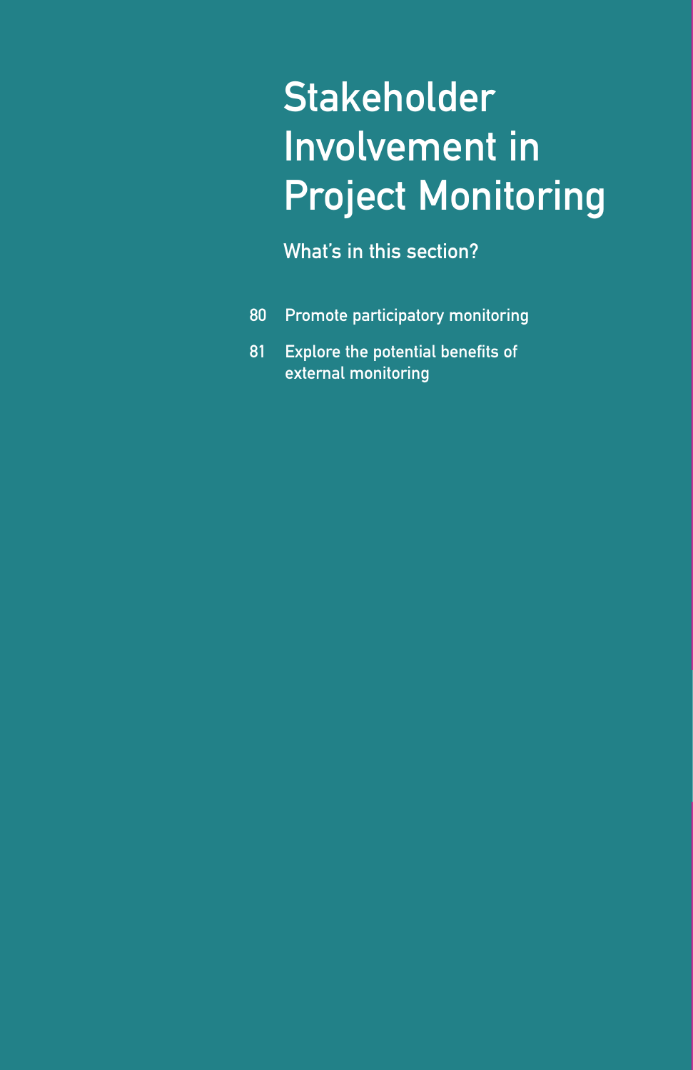# Stakeholder Involvement in Project Monitoring

## What's in this section?

80 Promote participatory monitoring

81 Explore the potential benefits of external monitoring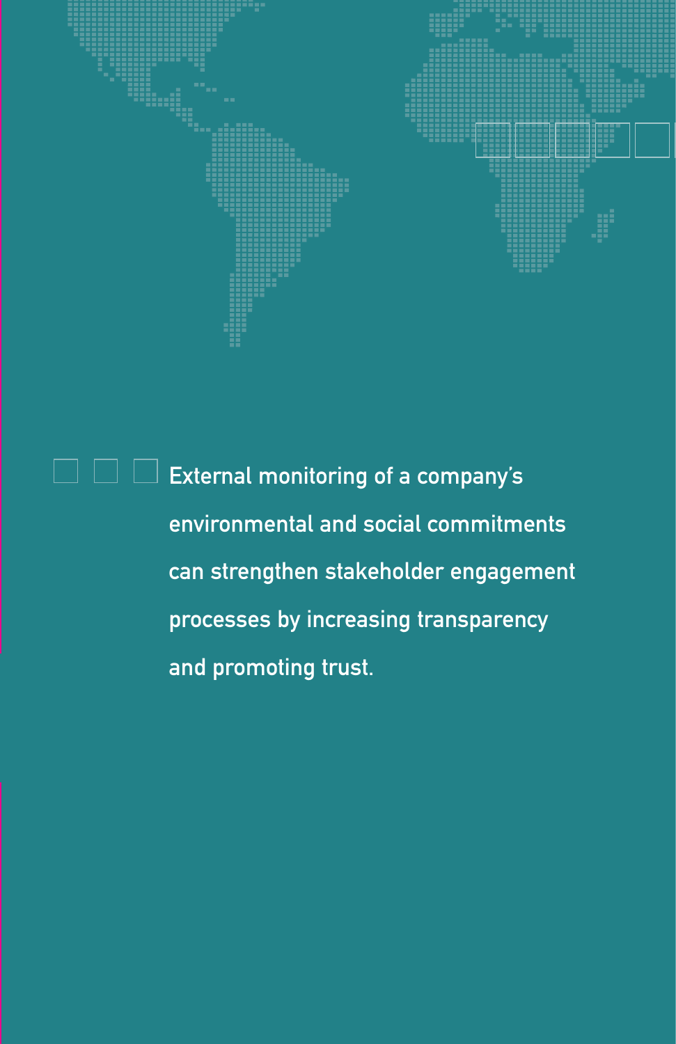External monitoring of a company's environmental and social commitments can strengthen stakeholder engagement processes by increasing transparency and promoting trust.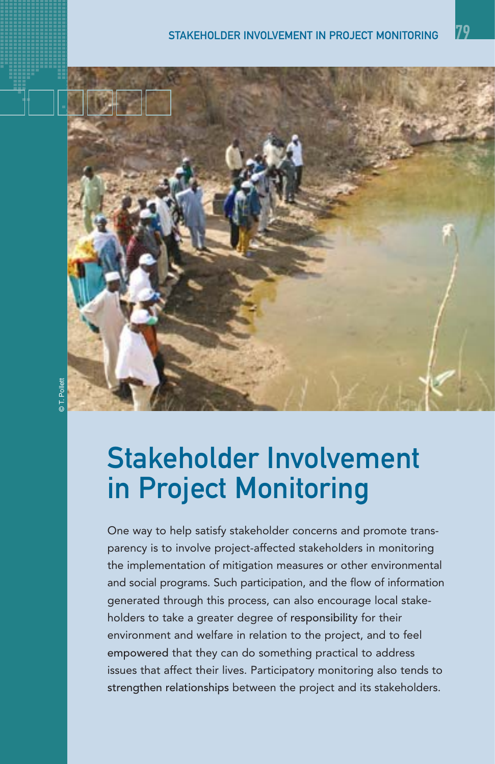# Stakeholder Involvement in Project Monitoring

One way to help satisfy stakeholder concerns and promote transparency is to involve project-affected stakeholders in monitoring the implementation of mitigation measures or other environmental and social programs. Such participation, and the flow of information generated through this process, can also encourage local stakeholders to take a greater degree of responsibility for their environment and welfare in relation to the project, and to feel empowered that they can do something practical to address issues that affect their lives. Participatory monitoring also tends to strengthen relationships between the project and its stakeholders.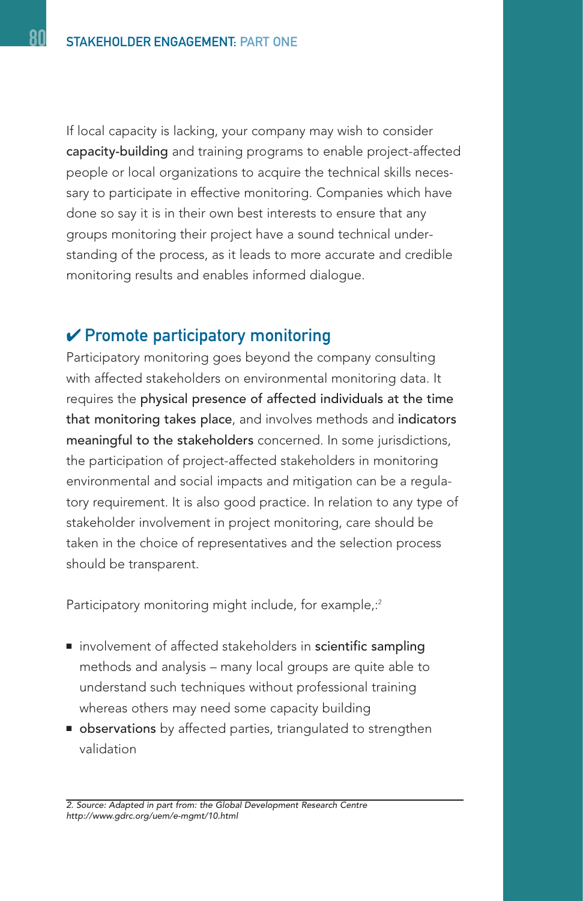If local capacity is lacking, your company may wish to consider **capacity-building** and training programs to enable project-affected people or local organizations to acquire the technical skills necessary to participate in effective monitoring. Companies which have done so say it is in their own best interests to ensure that any groups monitoring their project have a sound technical understanding of the process, as it leads to more accurate and credible monitoring results and enables informed dialogue.

## ✔ Promote participatory monitoring

Participatory monitoring goes beyond the company consulting with affected stakeholders on environmental monitoring data. It requires the **physical presence of affected individuals at the time that monitoring takes place**, and involves methods and **indicators meaningful to the stakeholders** concerned. In some jurisdictions, the participation of project-affected stakeholders in monitoring environmental and social impacts and mitigation can be a regulatory requirement. It is also good practice. In relation to any type of stakeholder involvement in project monitoring, care should be taken in the choice of representatives and the selection process should be transparent.

Participatory monitoring might include, for example,:[2]

- involvement of affected stakeholders in **scientific sampling** methods and analysis – many local groups are quite able to understand such techniques without professional training whereas others may need some capacity building
- **observations** by affected parties, triangulated to strengthen validation

---

*2. Source: Adapted in part from: the Global Development Research Centre http://www.gdrc.org/uem/e-mgmt/10.html*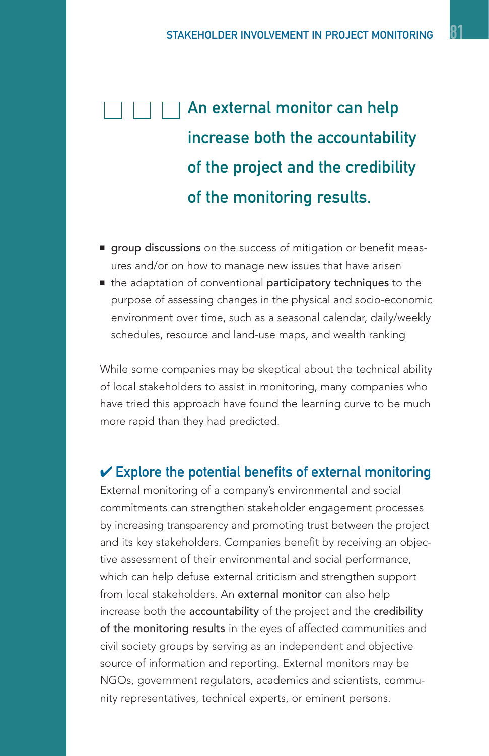> **An external monitor can help increase both the accountability of the project and the credibility of the monitoring results.**

- **group discussions** on the success of mitigation or benefit measures and/or on how to manage new issues that have arisen
- the adaptation of conventional **participatory techniques** to the purpose of assessing changes in the physical and socio-economic environment over time, such as a seasonal calendar, daily/weekly schedules, resource and land-use maps, and wealth ranking

While some companies may be skeptical about the technical ability of local stakeholders to assist in monitoring, many companies who have tried this approach have found the learning curve to be much more rapid than they had predicted.

### ✔ Explore the potential benefits of external monitoring

External monitoring of a company's environmental and social commitments can strengthen stakeholder engagement processes by increasing transparency and promoting trust between the project and its key stakeholders. Companies benefit by receiving an objective assessment of their environmental and social performance, which can help defuse external criticism and strengthen support from local stakeholders. An **external monitor** can also help increase both the **accountability** of the project and the **credibility of the monitoring results** in the eyes of affected communities and civil society groups by serving as an independent and objective source of information and reporting. External monitors may be NGOs, government regulators, academics and scientists, community representatives, technical experts, or eminent persons.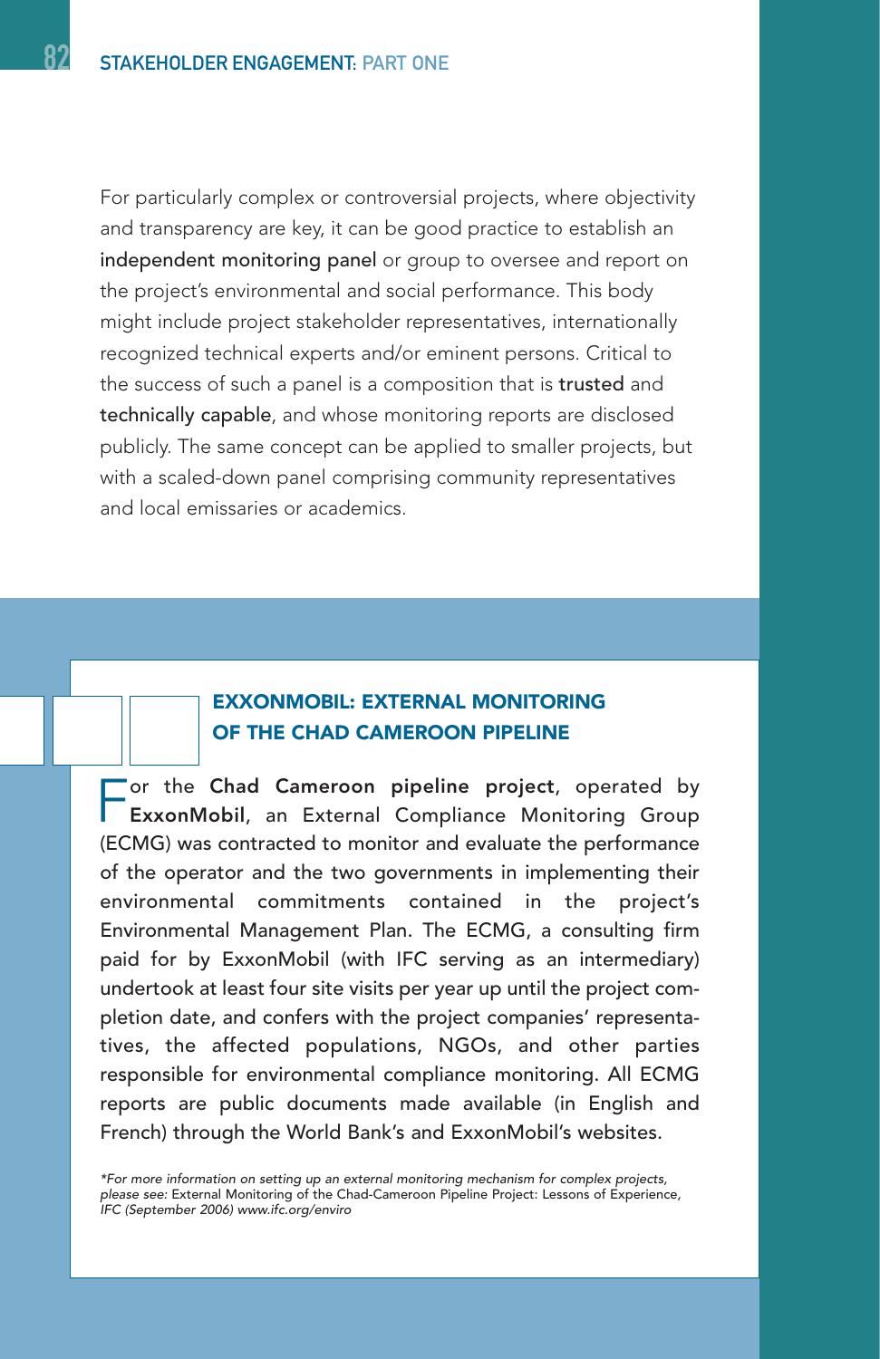For particularly complex or controversial projects, where objectivity and transparency are key, it can be good practice to establish an independent monitoring panel or group to oversee and report on the project's environmental and social performance. This body might include project stakeholder representatives, internationally recognized technical experts and/or eminent persons. Critical to the success of such a panel is a composition that is trusted and technically capable, and whose monitoring reports are disclosed publicly. The same concept can be applied to smaller projects, but with a scaled-down panel comprising community representatives and local emissaries or academics.

## EXXONMOBIL: EXTERNAL MONITORING OF THE CHAD CAMEROON PIPELINE

For the **Chad Cameroon pipeline project**, operated by **ExxonMobil**, an External Compliance Monitoring Group (ECMG) was contracted to monitor and evaluate the performance of the operator and the two governments in implementing their environmental commitments contained in the project's Environmental Management Plan. The ECMG, a consulting firm paid for by ExxonMobil (with IFC serving as an intermediary) undertook at least four site visits per year up until the project completion date, and confers with the project companies' representatives, the affected populations, NGOs, and other parties responsible for environmental compliance monitoring. All ECMG reports are public documents made available (in English and French) through the World Bank's and ExxonMobil's websites.

*\*For more information on setting up an external monitoring mechanism for complex projects, please see:* External Monitoring of the Chad-Cameroon Pipeline Project: Lessons of Experience, *IFC (September 2006) www.ifc.org/enviro*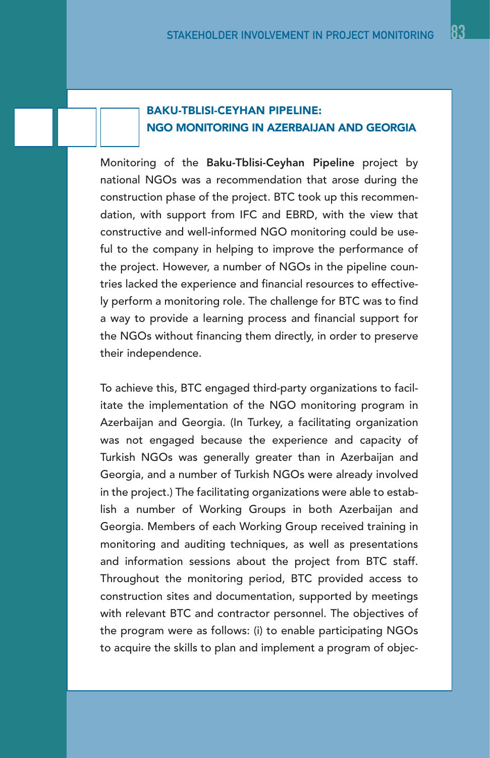## BAKU-TBLISI-CEYHAN PIPELINE: NGO MONITORING IN AZERBAIJAN AND GEORGIA

Monitoring of the **Baku-Tblisi-Ceyhan Pipeline** project by national NGOs was a recommendation that arose during the construction phase of the project. BTC took up this recommendation, with support from IFC and EBRD, with the view that constructive and well-informed NGO monitoring could be useful to the company in helping to improve the performance of the project. However, a number of NGOs in the pipeline countries lacked the experience and financial resources to effectively perform a monitoring role. The challenge for BTC was to find a way to provide a learning process and financial support for the NGOs without financing them directly, in order to preserve their independence.

To achieve this, BTC engaged third-party organizations to facilitate the implementation of the NGO monitoring program in Azerbaijan and Georgia. (In Turkey, a facilitating organization was not engaged because the experience and capacity of Turkish NGOs was generally greater than in Azerbaijan and Georgia, and a number of Turkish NGOs were already involved in the project.) The facilitating organizations were able to establish a number of Working Groups in both Azerbaijan and Georgia. Members of each Working Group received training in monitoring and auditing techniques, as well as presentations and information sessions about the project from BTC staff. Throughout the monitoring period, BTC provided access to construction sites and documentation, supported by meetings with relevant BTC and contractor personnel. The objectives of the program were as follows: (i) to enable participating NGOs to acquire the skills to plan and implement a program of objec-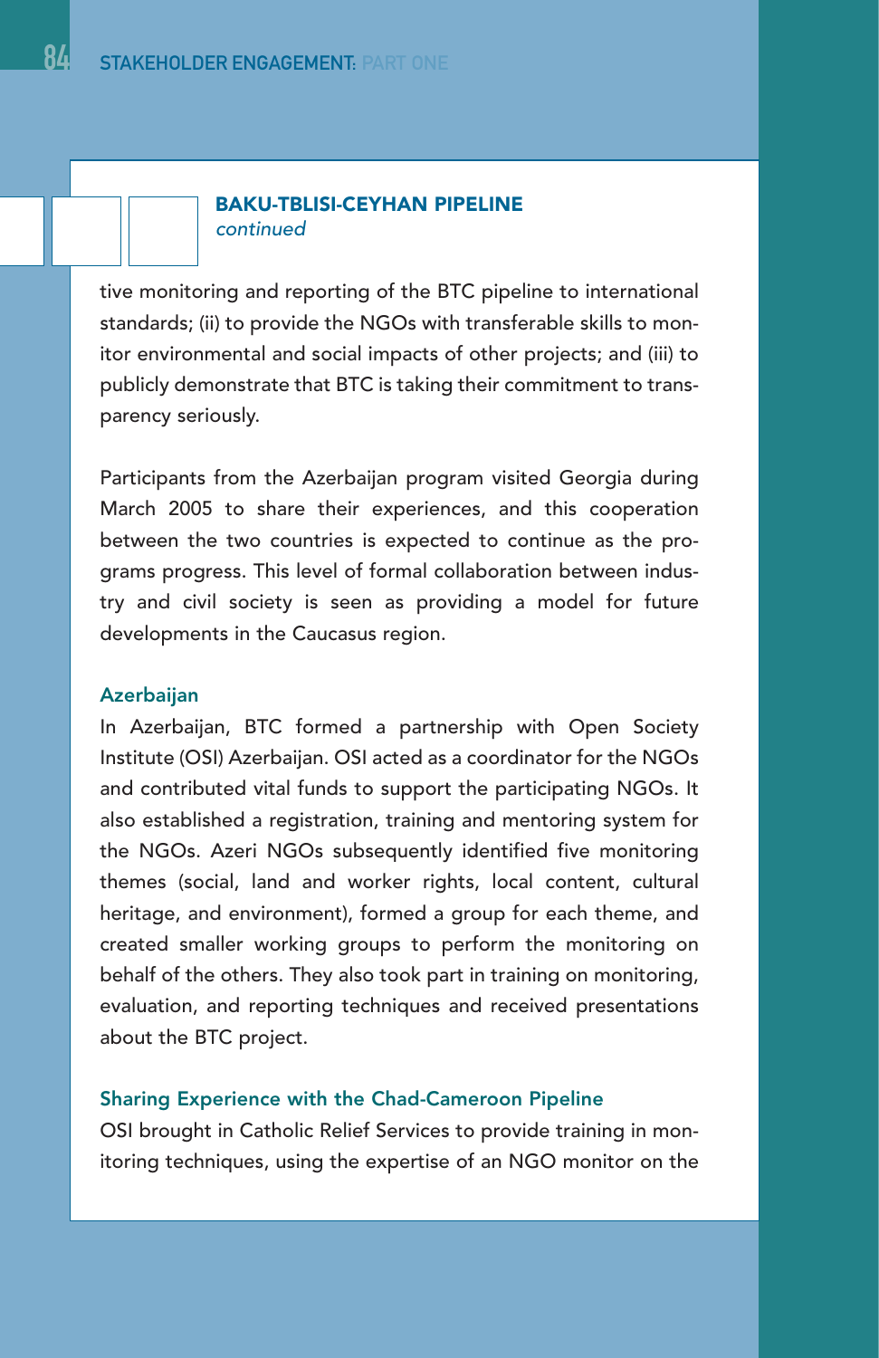## BAKU-TBLISI-CEYHAN PIPELINE

*continued*

tive monitoring and reporting of the BTC pipeline to international standards; (ii) to provide the NGOs with transferable skills to monitor environmental and social impacts of other projects; and (iii) to publicly demonstrate that BTC is taking their commitment to transparency seriously.

Participants from the Azerbaijan program visited Georgia during March 2005 to share their experiences, and this cooperation between the two countries is expected to continue as the programs progress. This level of formal collaboration between industry and civil society is seen as providing a model for future developments in the Caucasus region.

### Azerbaijan

In Azerbaijan, BTC formed a partnership with Open Society Institute (OSI) Azerbaijan. OSI acted as a coordinator for the NGOs and contributed vital funds to support the participating NGOs. It also established a registration, training and mentoring system for the NGOs. Azeri NGOs subsequently identified five monitoring themes (social, land and worker rights, local content, cultural heritage, and environment), formed a group for each theme, and created smaller working groups to perform the monitoring on behalf of the others. They also took part in training on monitoring, evaluation, and reporting techniques and received presentations about the BTC project.

### Sharing Experience with the Chad-Cameroon Pipeline

OSI brought in Catholic Relief Services to provide training in monitoring techniques, using the expertise of an NGO monitor on the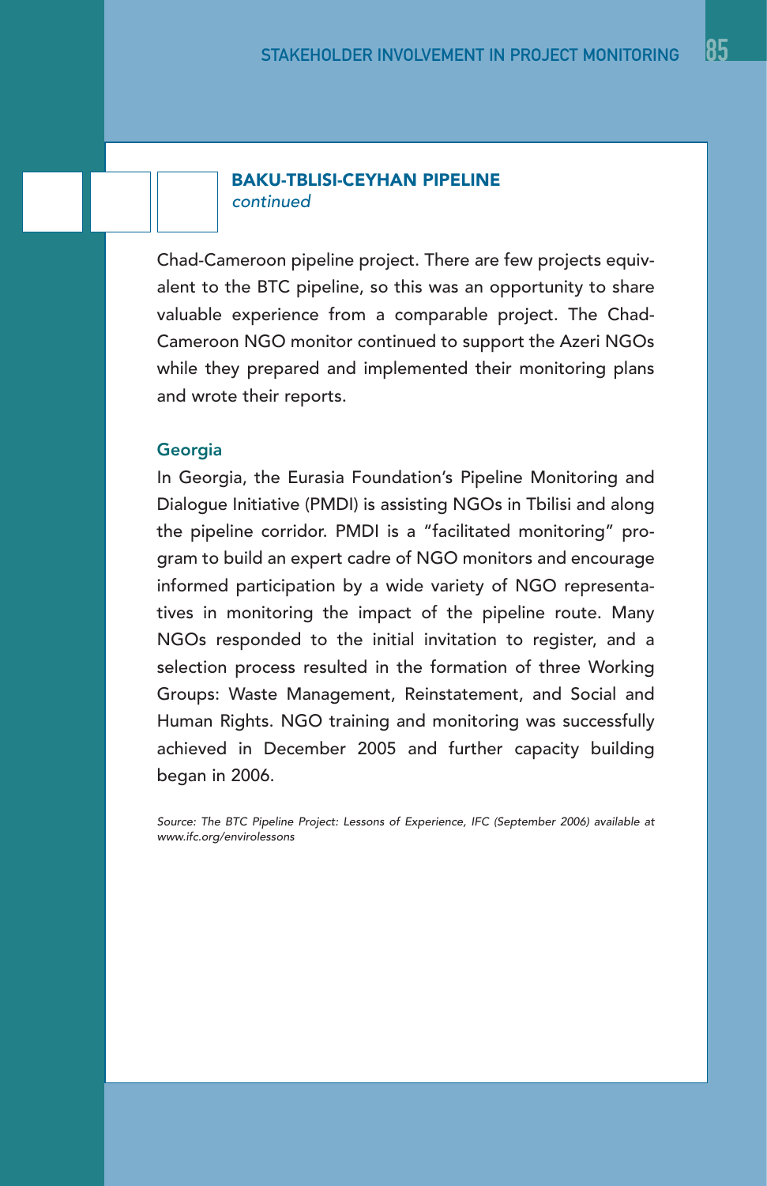### BAKU-TBLISI-CEYHAN PIPELINE

*continued*

Chad-Cameroon pipeline project. There are few projects equivalent to the BTC pipeline, so this was an opportunity to share valuable experience from a comparable project. The Chad-Cameroon NGO monitor continued to support the Azeri NGOs while they prepared and implemented their monitoring plans and wrote their reports.

#### Georgia

In Georgia, the Eurasia Foundation's Pipeline Monitoring and Dialogue Initiative (PMDI) is assisting NGOs in Tbilisi and along the pipeline corridor. PMDI is a "facilitated monitoring" program to build an expert cadre of NGO monitors and encourage informed participation by a wide variety of NGO representatives in monitoring the impact of the pipeline route. Many NGOs responded to the initial invitation to register, and a selection process resulted in the formation of three Working Groups: Waste Management, Reinstatement, and Social and Human Rights. NGO training and monitoring was successfully achieved in December 2005 and further capacity building began in 2006.

*Source: The BTC Pipeline Project: Lessons of Experience, IFC (September 2006) available at www.ifc.org/envirolessons*